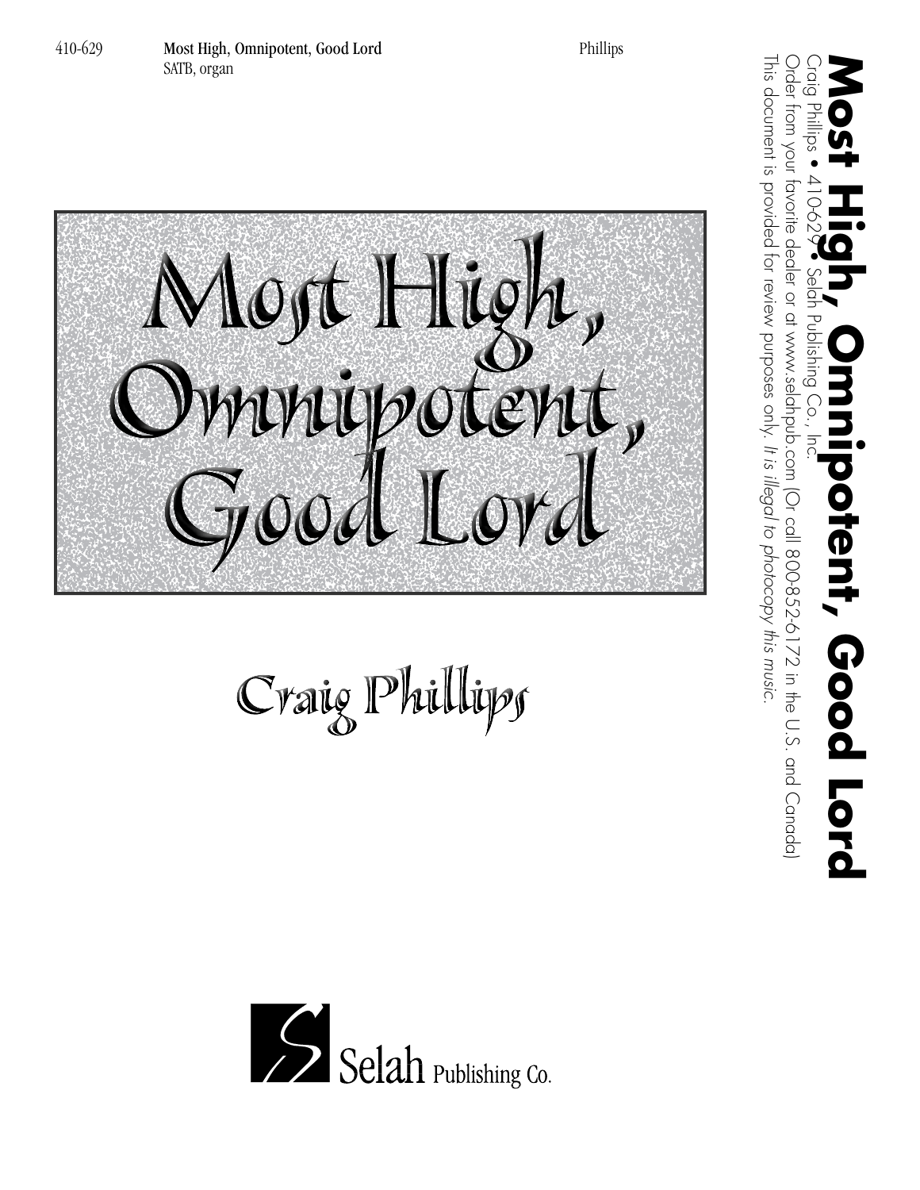410-629 **Most High, Omnipotent, Good Lord** Phillips
SATB, organ

# Most High, Omnipotent, Good Lord

## Craig Phillips

Selah Publishing Co.

**Most High, Omnipotent, Good Lord**
Craig Phillips • 410-629 • Selah Publishing Co., Inc.
Order from your favorite dealer or at www.selahpub.com (Or call 800-852-6172 in the U.S. and Canada)
This document is provided for review purposes only. *It is illegal to photocopy this music.*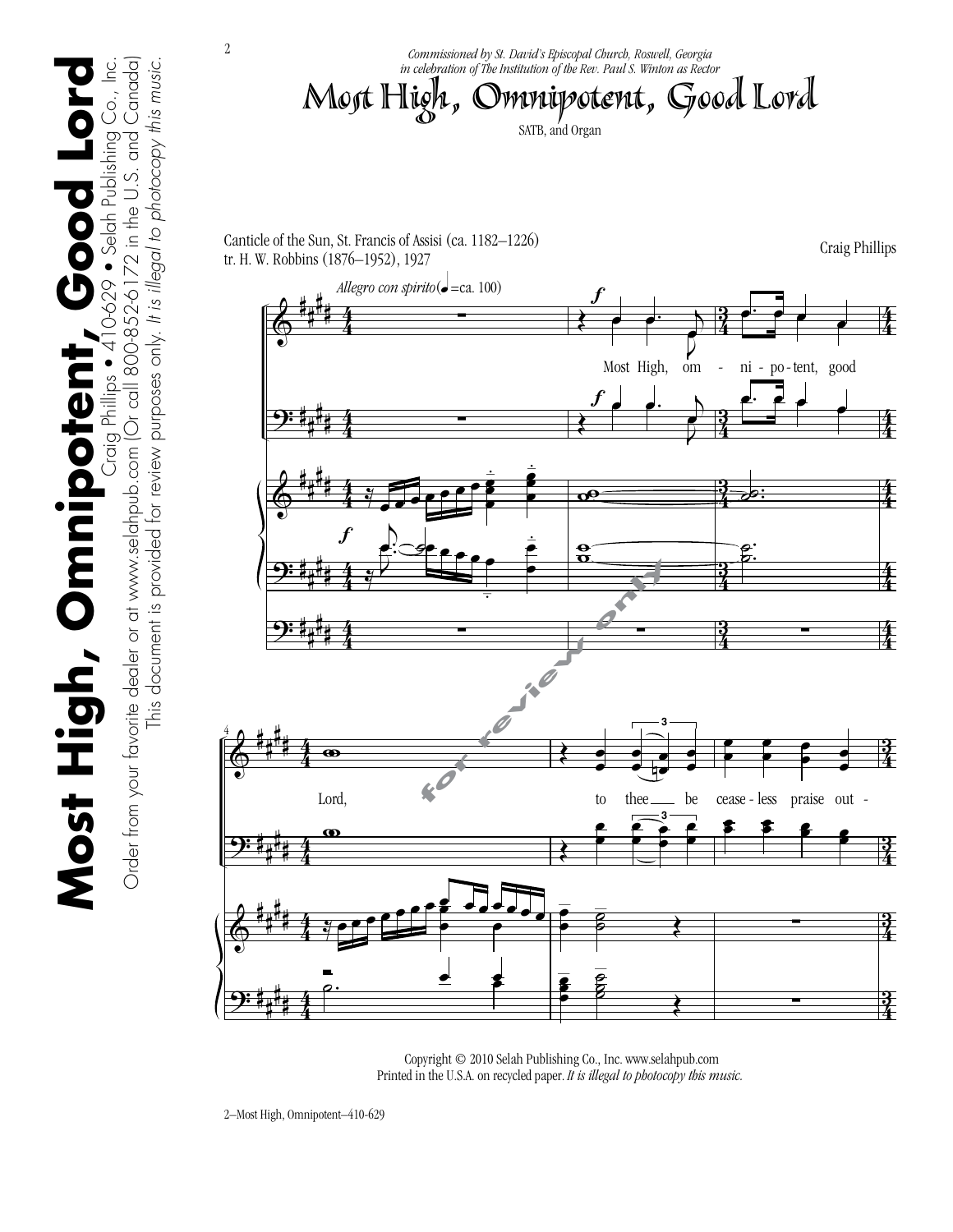*Commissioned by St. David's Episcopal Church, Roswell, Georgia*
*in celebration of The Institution of the Rev. Paul S. Winton as Rector*

# Most High, Omnipotent, Good Lord

SATB, and Organ

Canticle of the Sun, St. Francis of Assisi (ca. 1182–1226)
tr. H. W. Robbins (1876–1952), 1927

Craig Phillips

*Allegro con spirito* (♩ =ca. 100)

Most High, om - ni - po - tent, good Lord, to thee be cease - less praise out -

Copyright © 2010 Selah Publishing Co., Inc. www.selahpub.com
Printed in the U.S.A. on recycled paper. *It is illegal to photocopy this music.*

**Most High, Omnipotent, Good Lord**
Craig Phillips • 410-629 • Selah Publishing Co., Inc.
Order from your favorite dealer or at www.selahpub.com (Or call 800-852-6172 in the U.S. and Canada)
This document is provided for review purposes only. *It is illegal to photocopy this music.*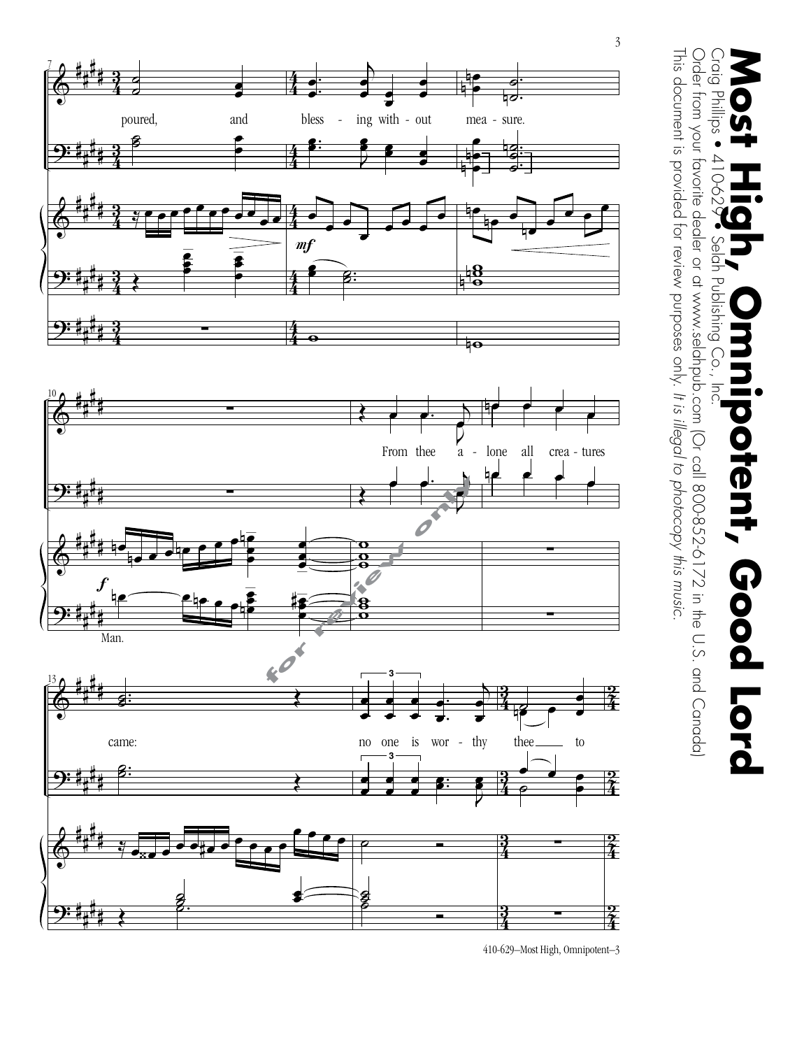# Most High, Omnipotent, Good Lord

Craig Phillips • 410-629 • Selah Publishing Co., Inc.

Order from your favorite dealer or at www.selahpub.com (Or call 800-852-6172 in the U.S. and Canada)

This document is provided for review purposes only. *It is illegal to photocopy this music.*

poured, and bless - ing with - out mea - sure.

From thee a - lone all crea - tures came:

Man.

no one is wor - thy thee to

for review only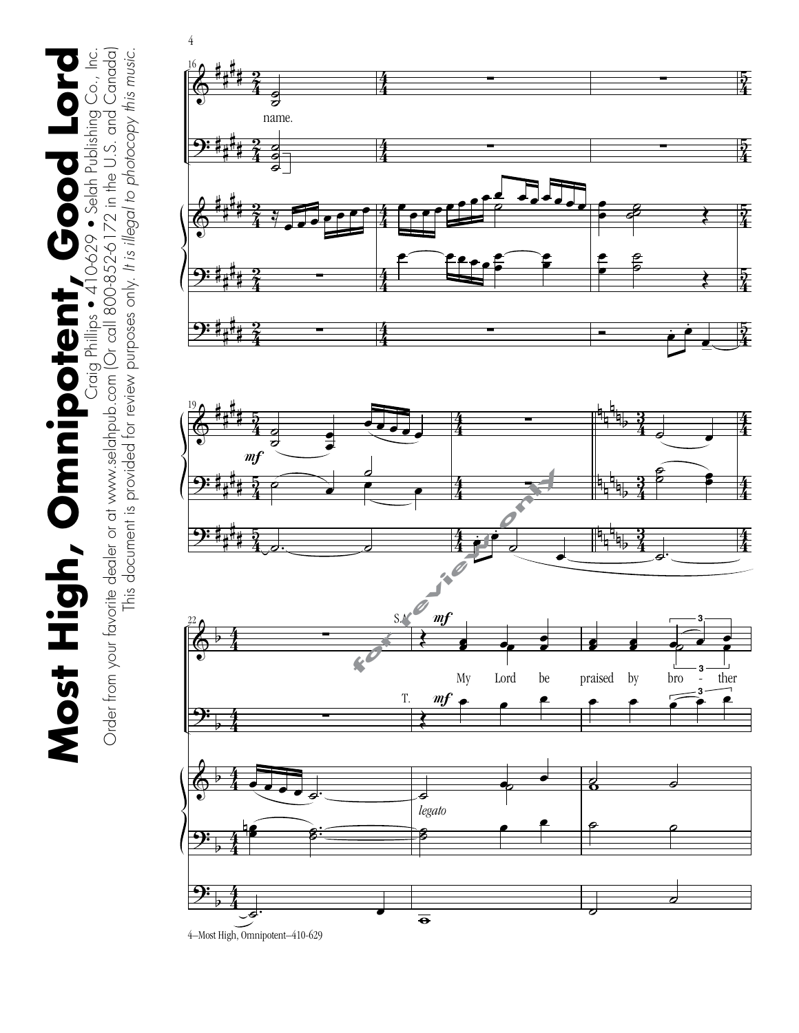# Most High, Omnipotent, Good Lord

Craig Phillips • 410-629 • Selah Publishing Co., Inc.

Order from your favorite dealer or at www.selahpub.com (Or call 800-852-6172 in the U.S. and Canada)

This document is provided for review purposes only. *It is illegal to photocopy this music.*

name.

*mf*

S.A. *mf*

My Lord be praised by bro - ther

T. *mf*

*legato*

for review only

4—Most High, Omnipotent—410-629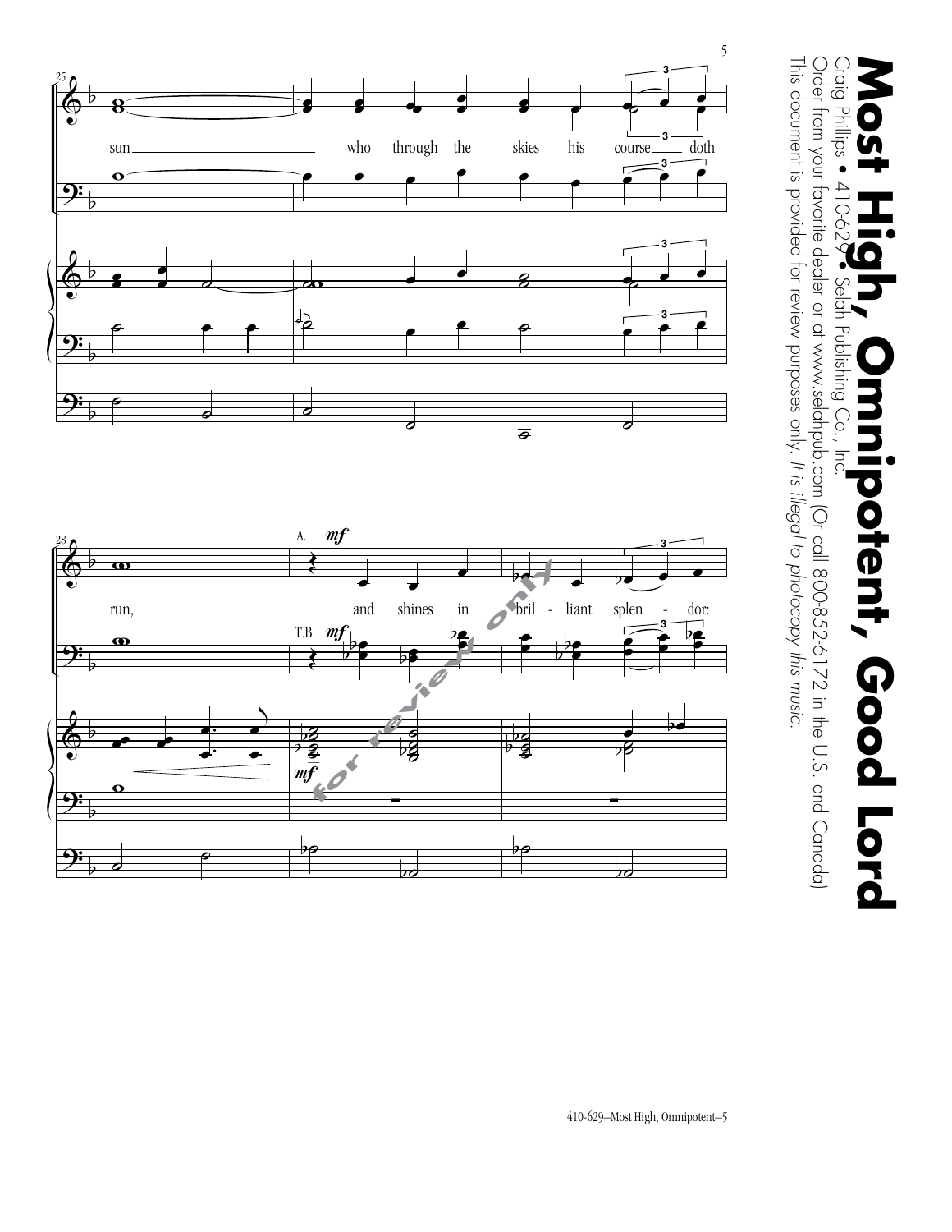sun who through the skies his course doth run, and shines in bril - liant splen - dor:

A. *mf*

T.B. *mf*

# Most High, Omnipotent, Good Lord

Craig Phillips • 410-629 • Selah Publishing Co., Inc.

Order from your favorite dealer or at www.selahpub.com (Or call 800-852-6172 in the U.S. and Canada)

This document is provided for review purposes only. *It is illegal to photocopy this music.*

410-629—Most High, Omnipotent—5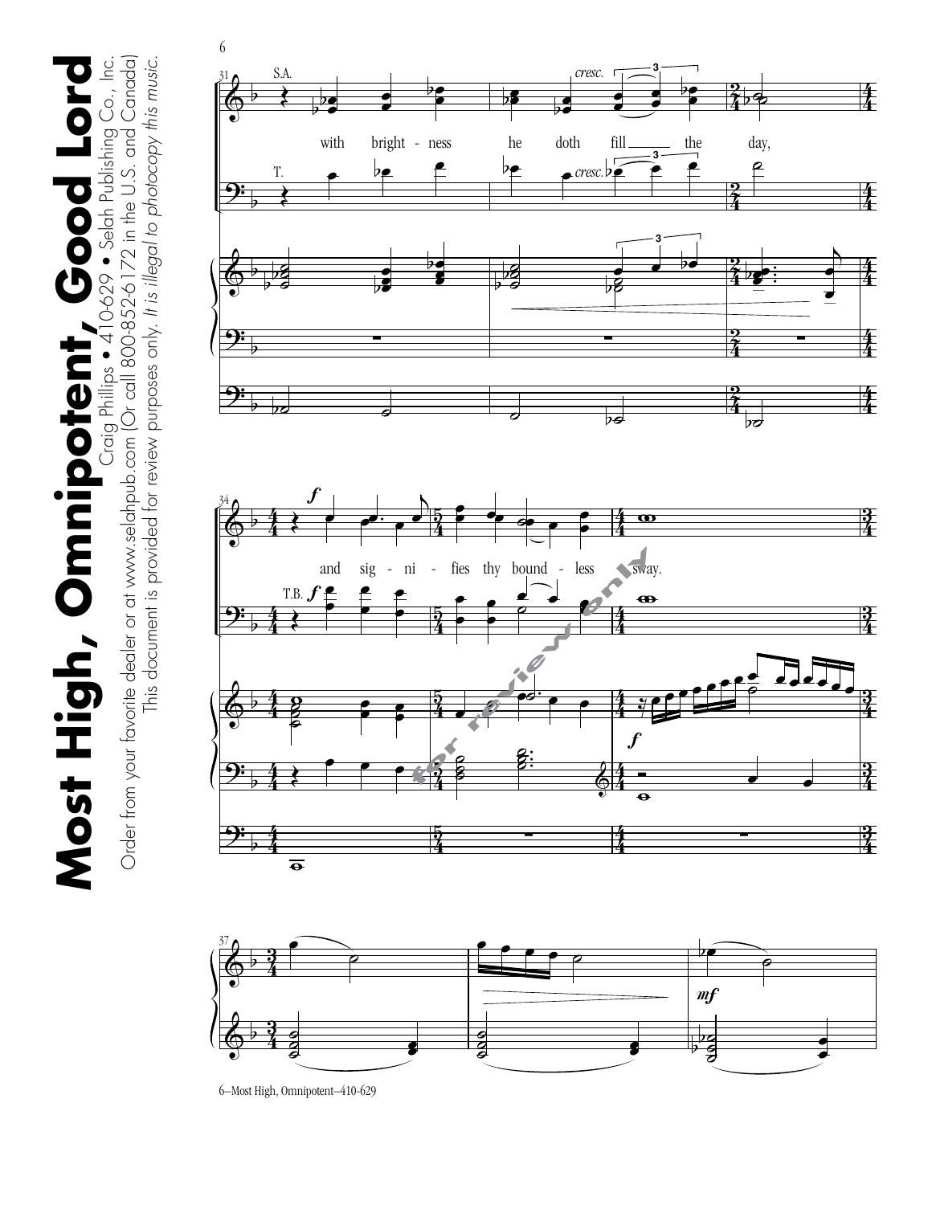S.A.

with bright - ness he doth fill the day,

T.

*cresc.*

*f*

and sig - ni - fies thy bound - less sway.

T.B.

*mf*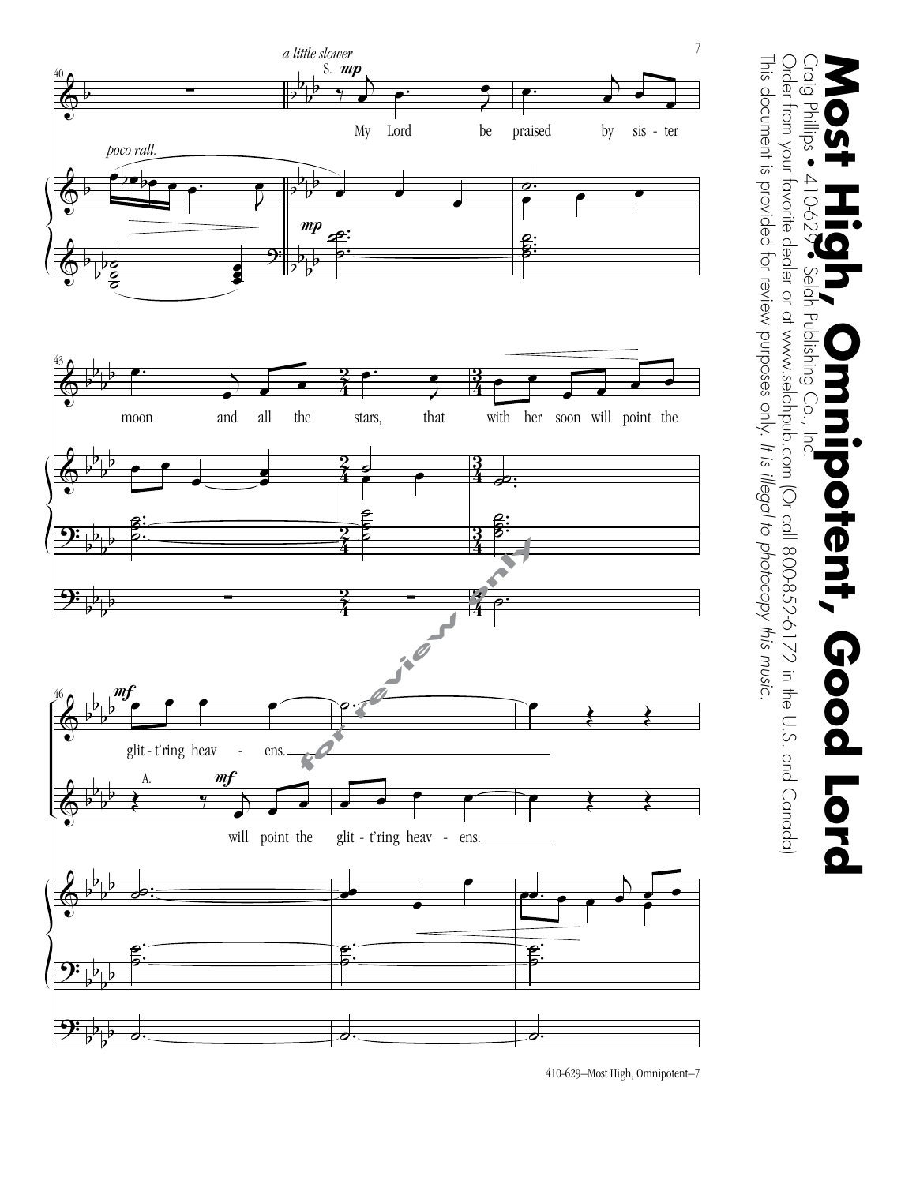a little slower

S. *mp*

My Lord be praised by sis - ter moon and all the stars, that with her soon will point the glit - t'ring heav - ens.

A. *mf*

will point the glit - t'ring heav - ens.

*poco rall.*

# Most High, Omnipotent, Good Lord

Craig Phillips • 410-629 • Selah Publishing Co., Inc.

Order from your favorite dealer or at www.selahpub.com (Or call 800-852-6172 in the U.S. and Canada)

This document is provided for review purposes only. *It is illegal to photocopy this music.*

for review only

410-629–Most High, Omnipotent–7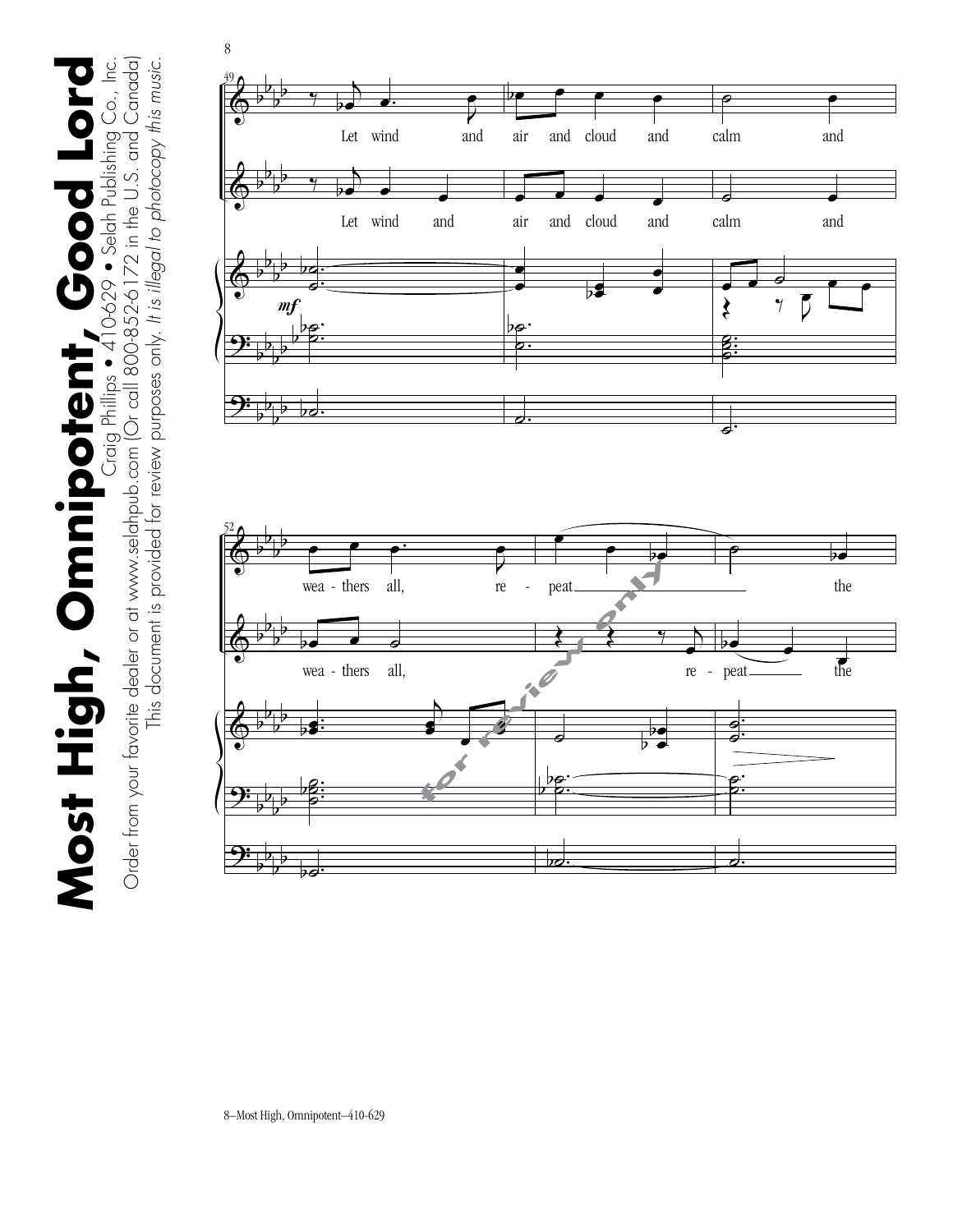Let wind and air and cloud and calm and

Let wind and air and cloud and calm and

wea - thers all, re - peat the

wea - thers all, re - peat the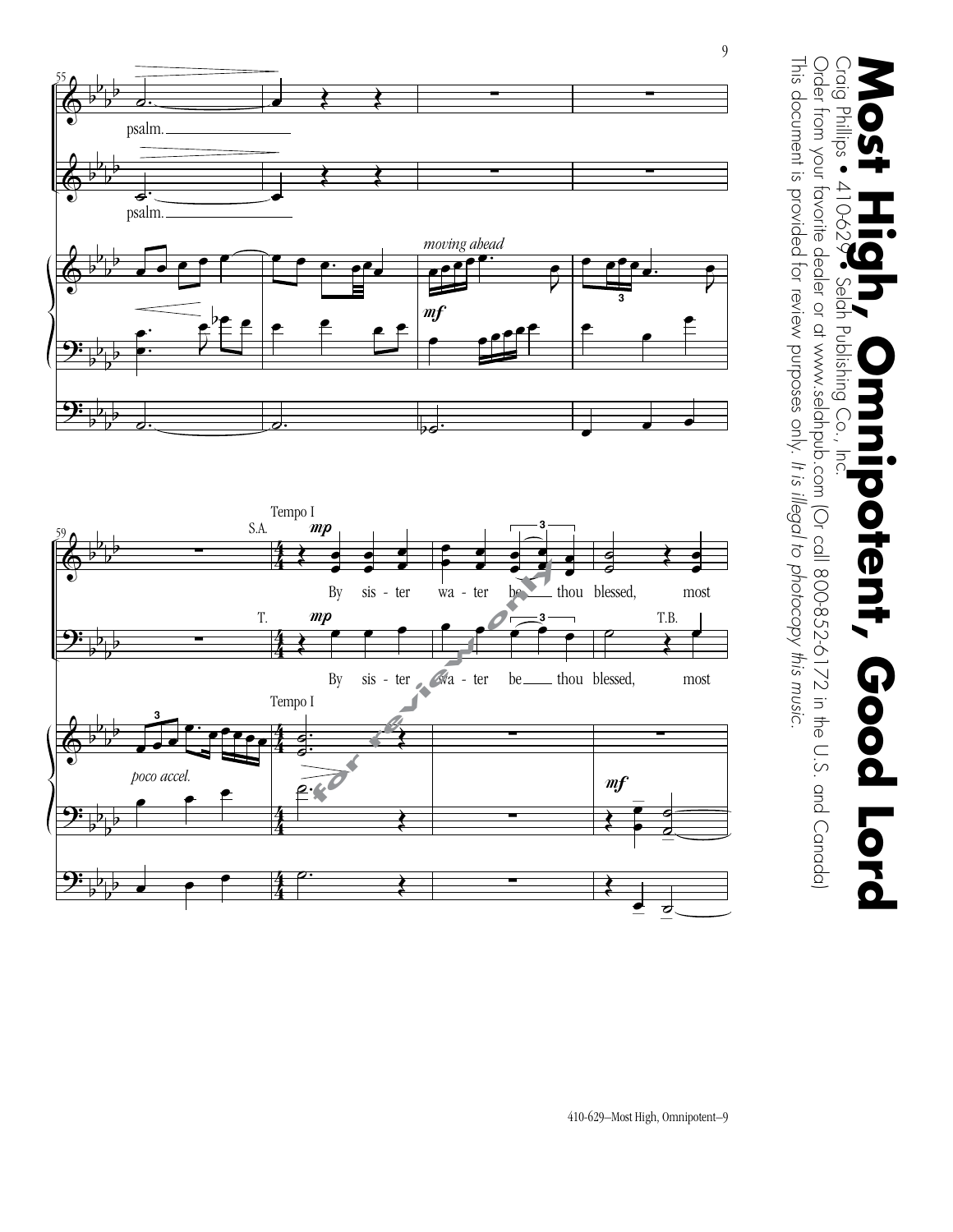psalm.

psalm.

*moving ahead*

*mf*

Tempo I

S.A. *mp*

By sis - ter wa - ter be thou blessed, most

T. *mp* T.B.

By sis - ter wa - ter be thou blessed, most

Tempo I

*poco accel.*

*mf*

# Most High, Omnipotent, Good Lord

Craig Phillips • 410-629 • Selah Publishing Co., Inc.

Order from your favorite dealer or at www.selahpub.com (Or call 800-852-6172 in the U.S. and Canada)

This document is provided for review purposes only. *It is illegal to photocopy this music.*

for review only

410-629–Most High, Omnipotent–9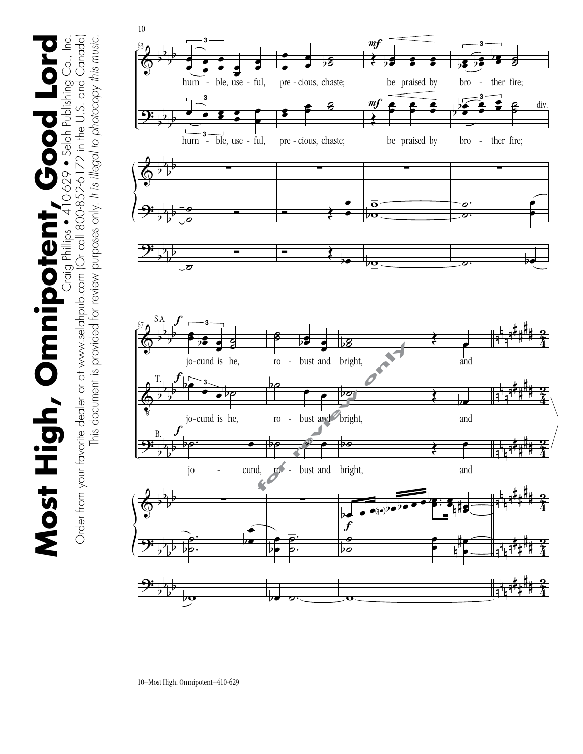# Most High, Omnipotent, Good Lord

Craig Phillips • 410-629 • Selah Publishing Co., Inc.

Order from your favorite dealer or at www.selahpub.com (Or call 800-852-6172 in the U.S. and Canada)

This document is provided for review purposes only. *It is illegal to photocopy this music.*

hum - ble, use - ful, pre - cious, chaste; be praised by bro - ther fire;

hum - ble, use - ful, pre - cious, chaste; be praised by bro - ther fire;

jo-cund is he, ro - bust and bright, and

jo-cund is he, ro - bust and bright, and

jo - cund, ro - bust and bright, and

for review only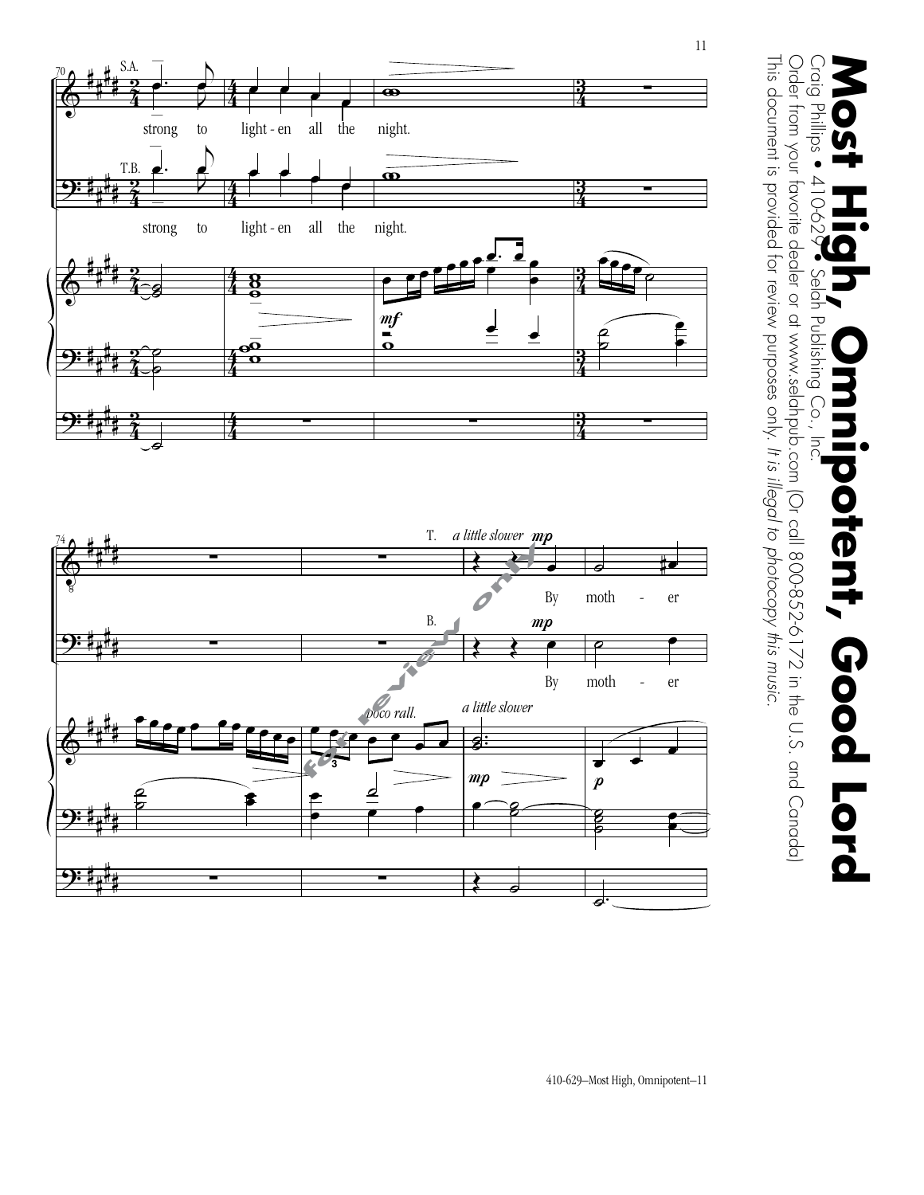strong to light - en all the night.

strong to light - en all the night.

T. *a little slower* **mp**

By moth - er

B. **mp**

By moth - er

*poco rall.* *a little slower*

for review only

# Most High, Omnipotent, Good Lord

Craig Phillips • 410-629 • Selah Publishing Co., Inc.

Order from your favorite dealer or at www.selahpub.com (Or call 800-852-6172 in the U.S. and Canada)

This document is provided for review purposes only. *It is illegal to photocopy this music.*

410-629–Most High, Omnipotent–11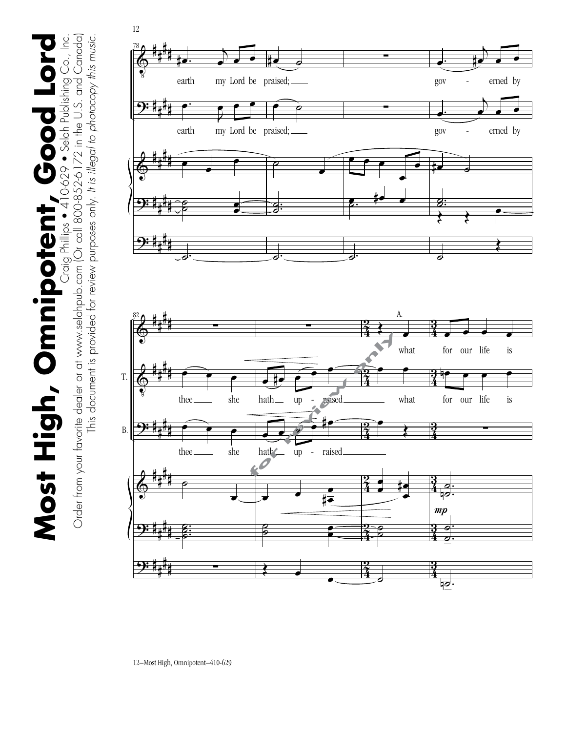earth my Lord be praised; gov - erned by

earth my Lord be praised; gov - erned by

A.

what for our life is

T.

thee she hath up - raised what for our life is

B.

thee she hath up - raised

*mp*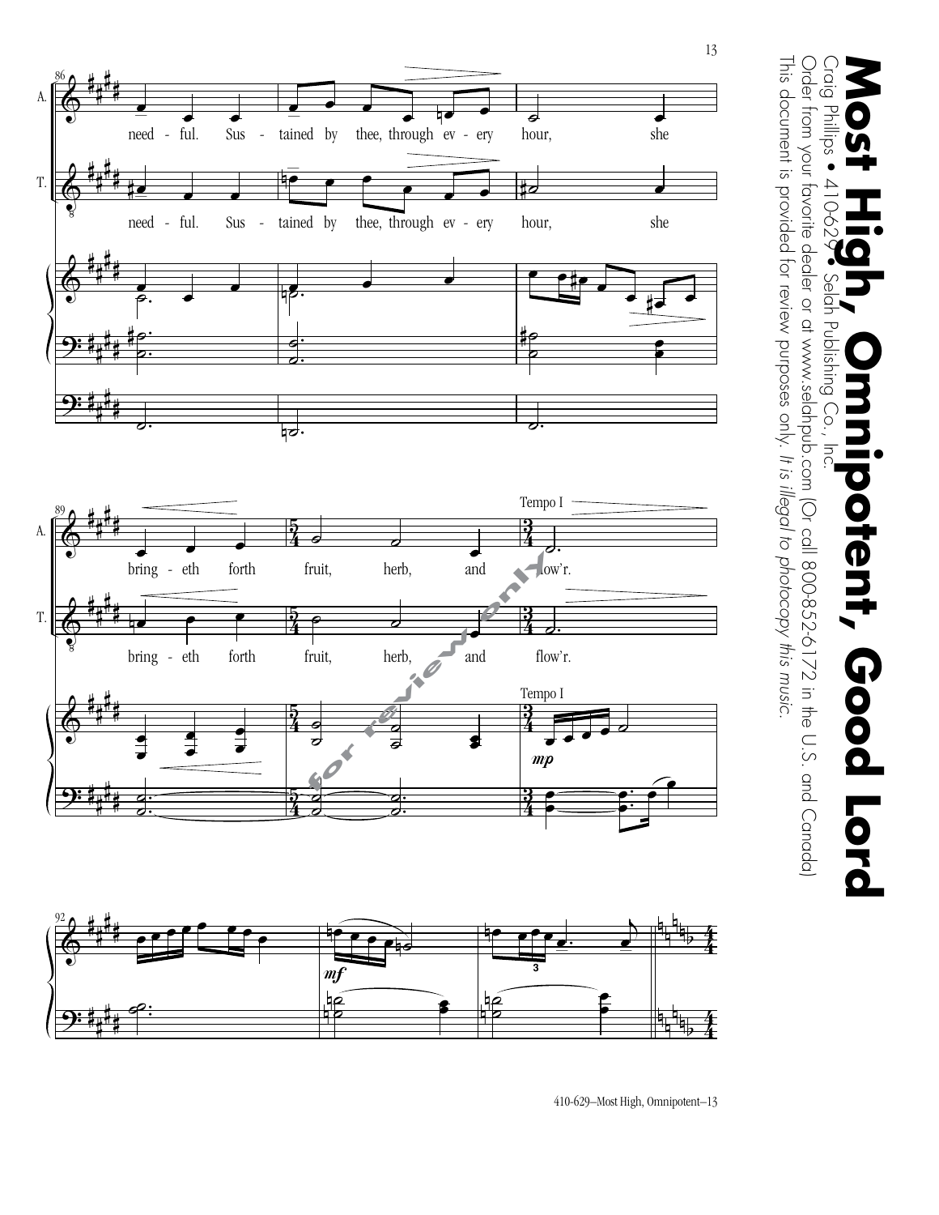# Most High, Omnipotent, Good Lord

Craig Phillips • 410-629 • Selah Publishing Co., Inc.

Order from your favorite dealer or at www.selahpub.com (Or call 800-852-6172 in the U.S. and Canada)

This document is provided for review purposes only. *It is illegal to photocopy this music.*

need - ful. Sus - tained by thee, through ev - ery hour, she

bring - eth forth fruit, herb, and flow'r.

Tempo I

*mp*

*mf*

410-629—Most High, Omnipotent—13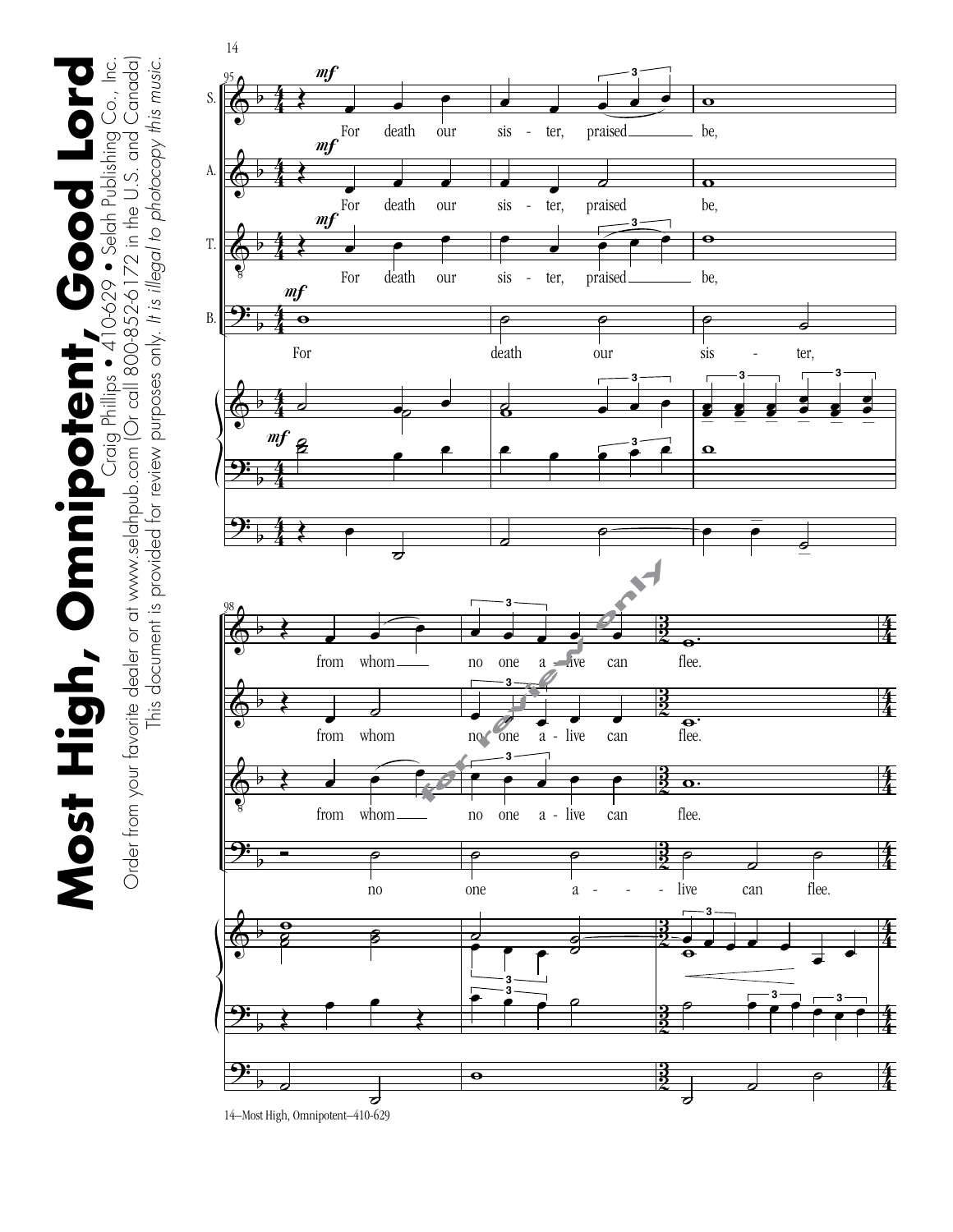For death our sister, praised be,

from whom no one alive can flee.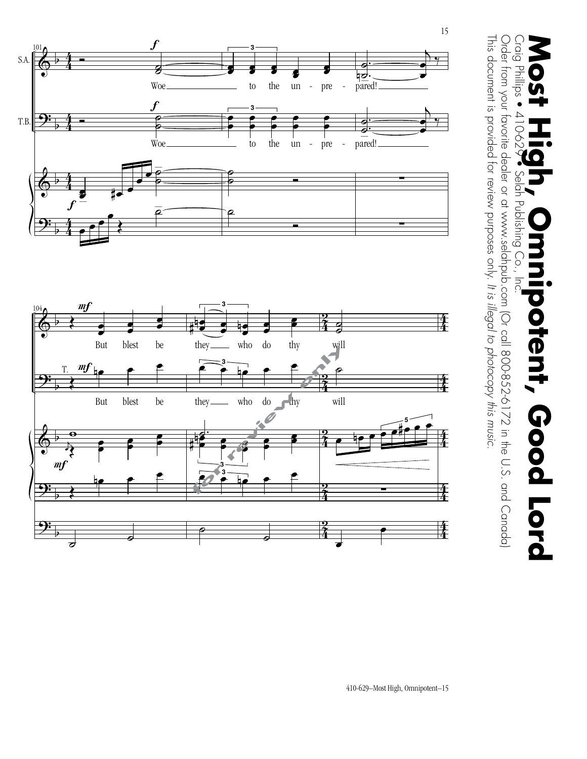# Most High, Omnipotent, Good Lord

Craig Phillips • 410-629 • Selah Publishing Co., Inc.

Order from your favorite dealer or at www.selahpub.com (Or call 800-852-6172 in the U.S. and Canada)

This document is provided for review purposes only. *It is illegal to photocopy this music.*

101

S.A.: Woe ___ to the un - pre - pared! ___

T.B.: Woe ___ to the un - pre - pared! ___

104

S.A.: But blest be they ___ who do thy will

T.: But blest be they ___ who do thy will

*for review only*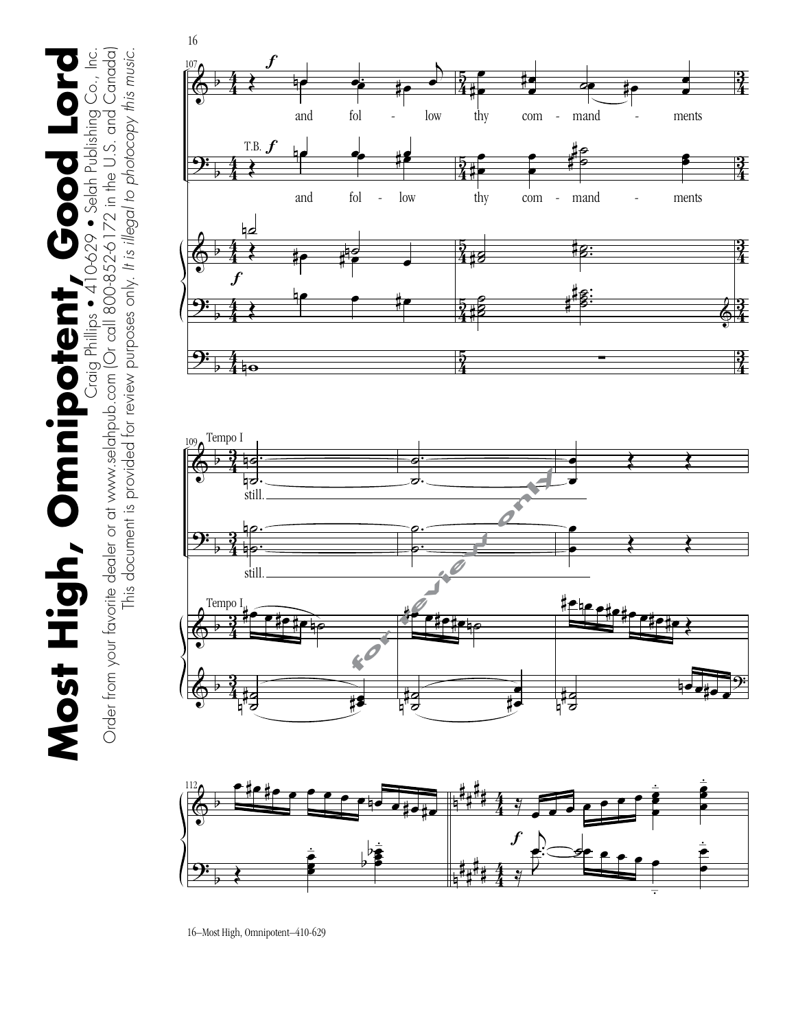and fol - low thy com - mand - ments

T.B.

and fol - low thy com - mand - ments

Tempo I

still.

still.

Tempo I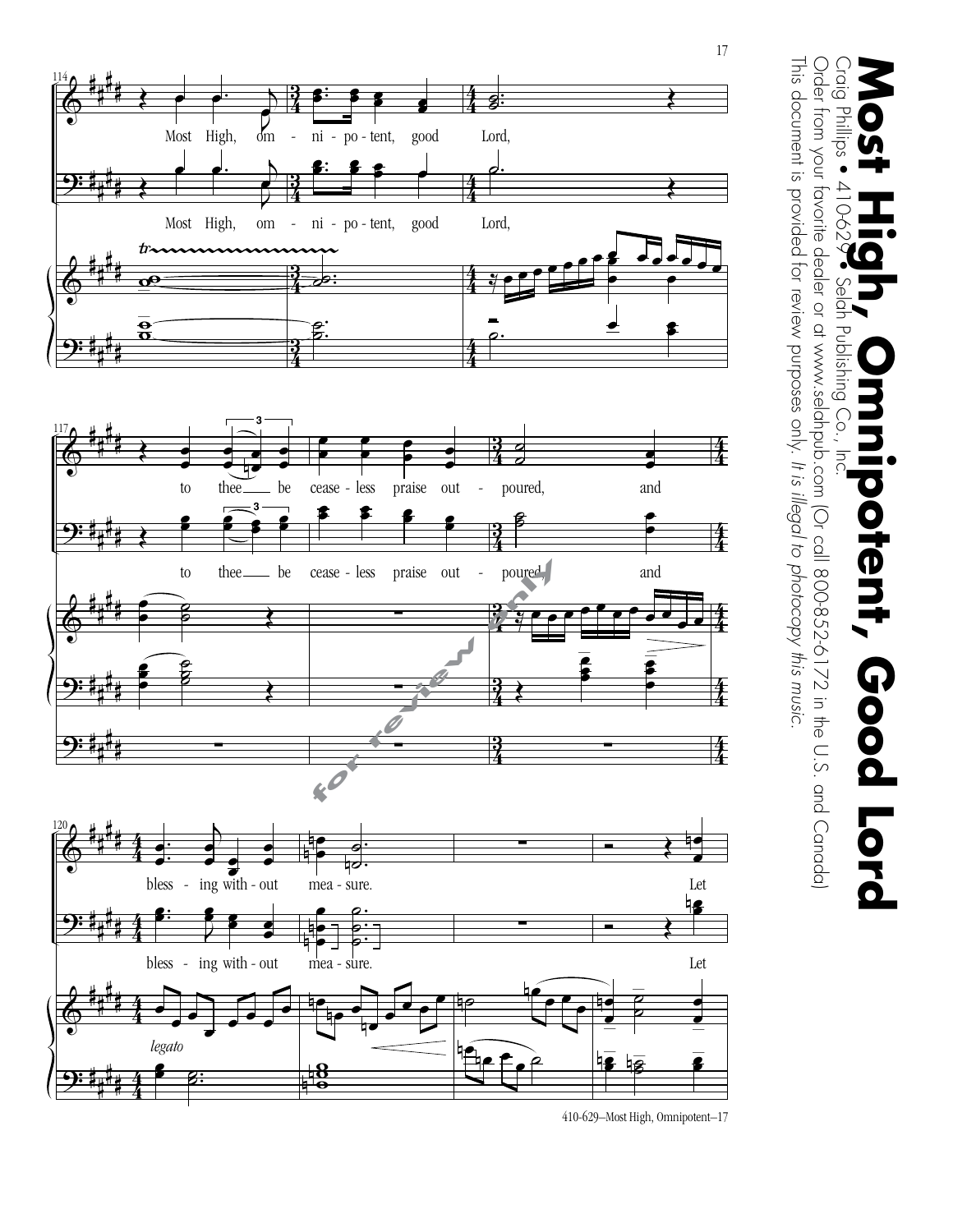# Most High, Omnipotent, Good Lord

Craig Phillips • 410-629 • Selah Publishing Co., Inc.

Order from your favorite dealer or at www.selahpub.com (Or call 800-852-6172 in the U.S. and Canada)

This document is provided for review purposes only. *It is illegal to photocopy this music.*

Most High, omnipotent, good Lord, to thee be ceaseless praise outpoured, and blessing without measure. Let

*for review only*

410-629–Most High, Omnipotent–17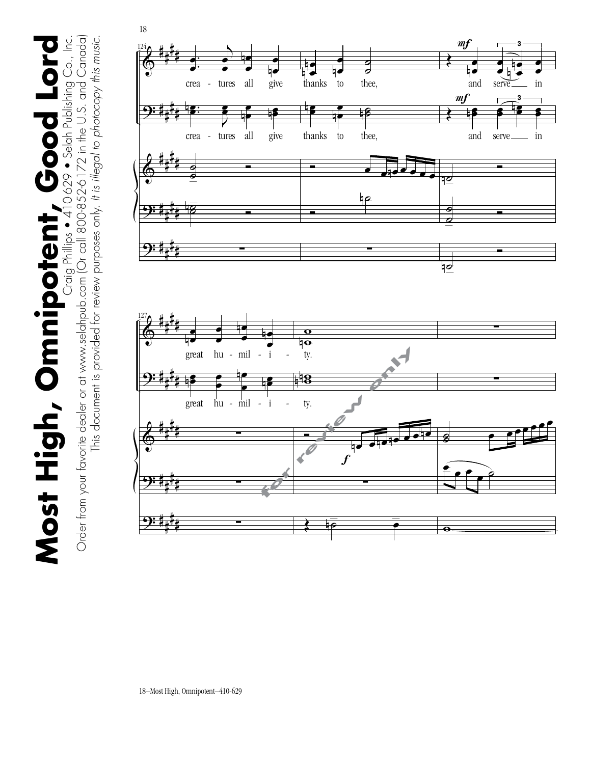crea - tures all give thanks to thee,

and serve in

great hu - mil - i - ty.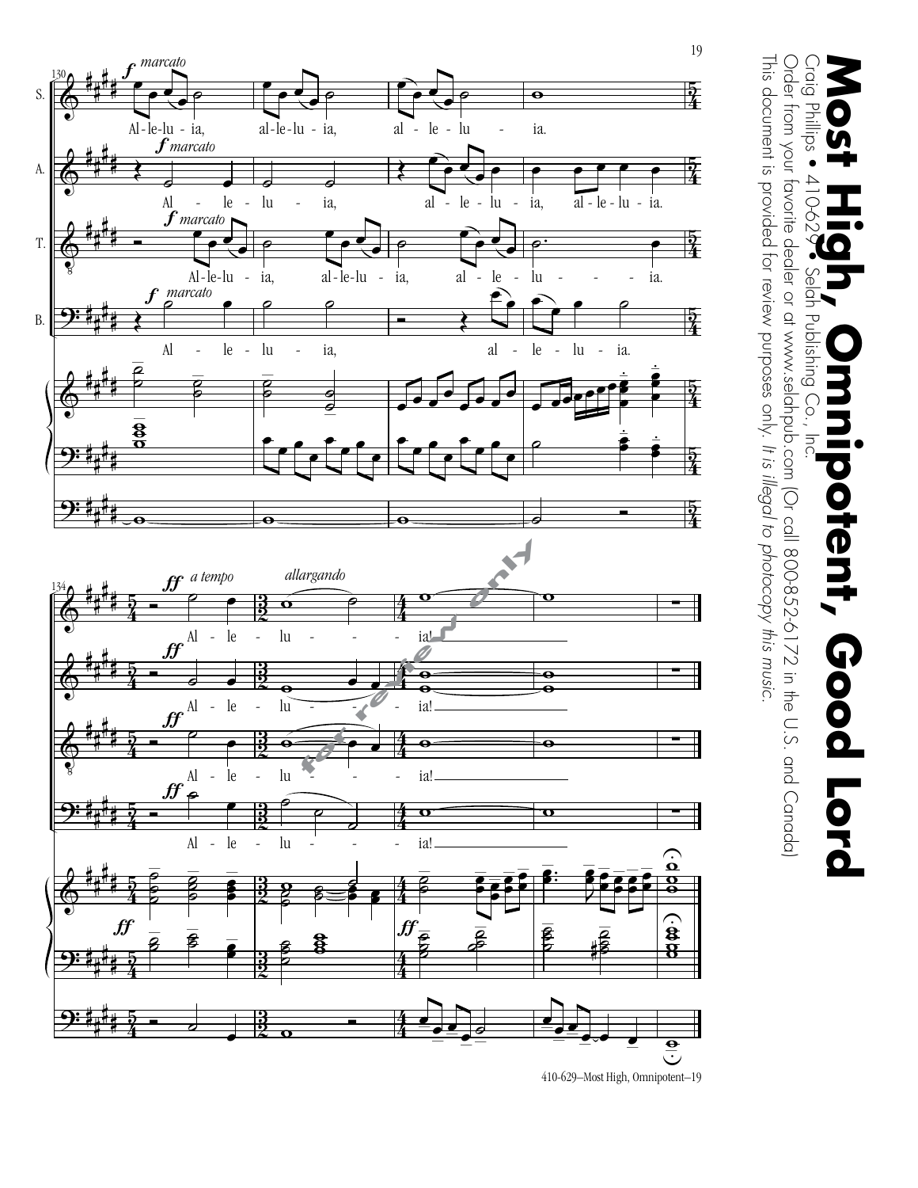# Most High, Omnipotent, Good Lord

Craig Phillips • 410-629 • Selah Publishing Co., Inc.

Order from your favorite dealer or at www.selahpub.com (Or call 800-852-6172 in the U.S. and Canada)

This document is provided for review purposes only. *It is illegal to photocopy this music.*